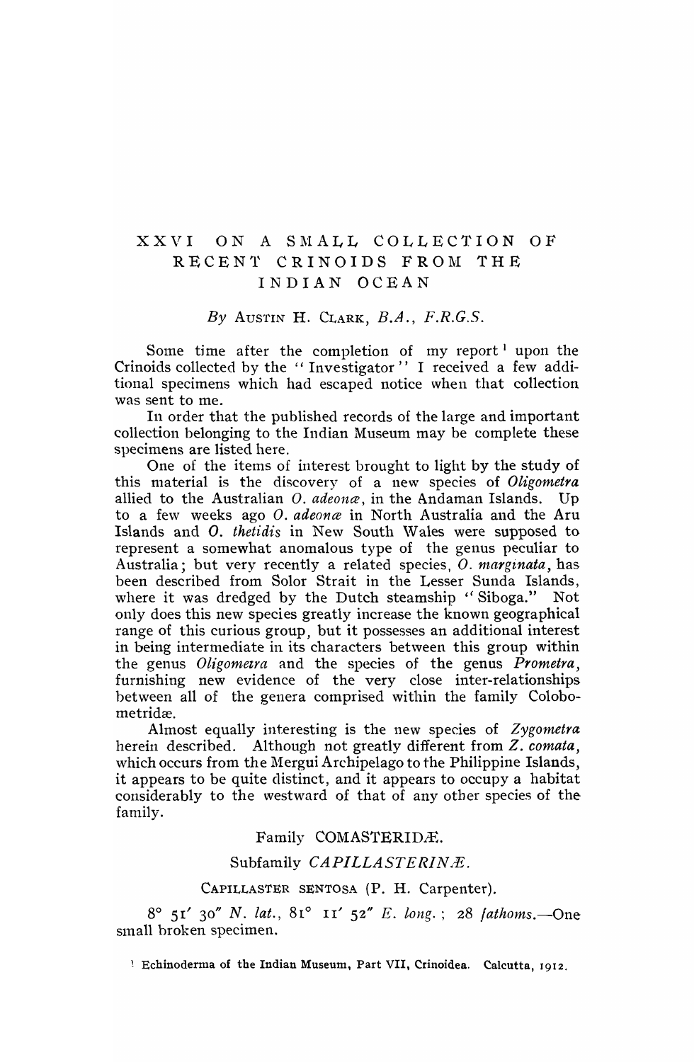# XXVI ON A SMALL COLLECTION OF RECENT CRINOIDS FROM THE INDIAN OCEAN

*By* AUSTIN H. CLARK, *B.A., F.R.G.S.*

Some time after the completion of my report[1] upon the Crinoids collected by the "Investigator" I received a few additional specimens which had escaped notice when that collection was sent to me.

In order that the published records of the large and important collection belonging to the Indian Museum may be complete these specimens are listed here.

One of the items of interest brought to light by the study of this material is the discovery of a new species of *Oligometra* allied to the Australian *O. adeonæ*, in the Andaman Islands. Up to a few weeks ago *O. adeonæ* in North Australia and the Aru Islands and *O. thetidis* in New South Wales were supposed to represent a somewhat anomalous type of the genus peculiar to Australia; but very recently a related species, *O. marginata*, has been described from Solor Strait in the Lesser Sunda Islands, where it was dredged by the Dutch steamship "Siboga." Not only does this new species greatly increase the known geographical range of this curious group, but it possesses an additional interest in being intermediate in its characters between this group within the genus *Oligometra* and the species of the genus *Prometra*, furnishing new evidence of the very close inter-relationships between all of the genera comprised within the family Colobometridæ.

Almost equally interesting is the new species of *Zygometra* herein described. Although not greatly different from *Z. comata*, which occurs from the Mergui Archipelago to the Philippine Islands, it appears to be quite distinct, and it appears to occupy a habitat considerably to the westward of that of any other species of the family.

## Family COMASTERIDÆ.

### Subfamily *CAPILLASTERINÆ*.

#### CAPILLASTER SENTOSA (P. H. Carpenter).

8° 51′ 30″ *N. lat.*, 81° 11′ 52″ *E. long.*; 28 *fathoms*.—One small broken specimen.

[1] Echinoderma of the Indian Museum, Part VII, Crinoidea. Calcutta, 1912.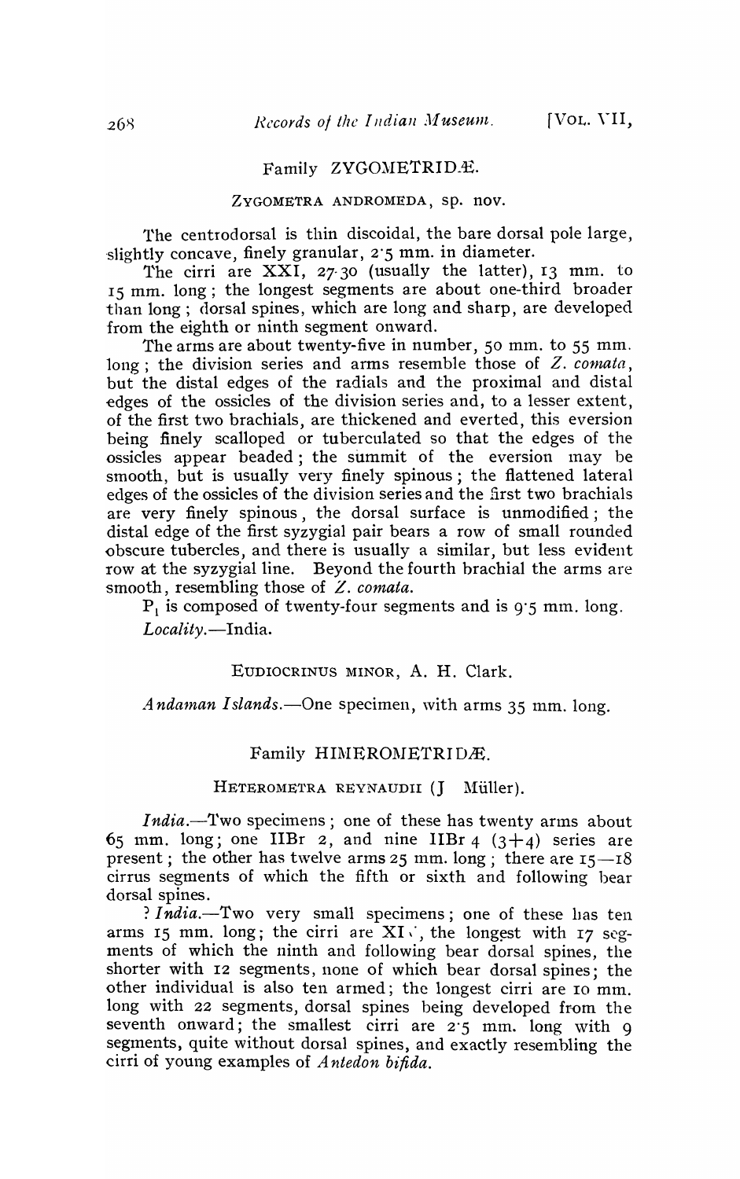## Family ZYGOMETRIDÆ.

### ZYGOMETRA ANDROMEDA, sp. nov.

The centrodorsal is thin discoidal, the bare dorsal pole large, slightly concave, finely granular, 2·5 mm. in diameter.

The cirri are XXI, 27-30 (usually the latter), 13 mm. to 15 mm. long; the longest segments are about one-third broader than long; dorsal spines, which are long and sharp, are developed from the eighth or ninth segment onward.

The arms are about twenty-five in number, 50 mm. to 55 mm. long; the division series and arms resemble those of *Z. comata*, but the distal edges of the radials and the proximal and distal edges of the ossicles of the division series and, to a lesser extent, of the first two brachials, are thickened and everted, this eversion being finely scalloped or tuberculated so that the edges of the ossicles appear beaded; the summit of the eversion may be smooth, but is usually very finely spinous; the flattened lateral edges of the ossicles of the division series and the first two brachials are very finely spinous, the dorsal surface is unmodified; the distal edge of the first syzygial pair bears a row of small rounded obscure tubercles, and there is usually a similar, but less evident row at the syzygial line. Beyond the fourth brachial the arms are smooth, resembling those of *Z. comata*.

$P_1$ is composed of twenty-four segments and is 9·5 mm. long.

*Locality.*—India.

### EUDIOCRINUS MINOR, A. H. Clark.

*Andaman Islands.*—One specimen, with arms 35 mm. long.

## Family HIMEROMETRIDÆ.

### HETEROMETRA REYNAUDII (J Müller).

*India.*—Two specimens; one of these has twenty arms about 65 mm. long; one IIBr 2, and nine IIBr 4 (3+4) series are present; the other has twelve arms 25 mm. long; there are 15—18 cirrus segments of which the fifth or sixth and following bear dorsal spines.

? *India.*—Two very small specimens; one of these has ten arms 15 mm. long; the cirri are XV, the longest with 17 segments of which the ninth and following bear dorsal spines, the shorter with 12 segments, none of which bear dorsal spines; the other individual is also ten armed; the longest cirri are 10 mm. long with 22 segments, dorsal spines being developed from the seventh onward; the smallest cirri are 2·5 mm. long with 9 segments, quite without dorsal spines, and exactly resembling the cirri of young examples of *Antedon bifida*.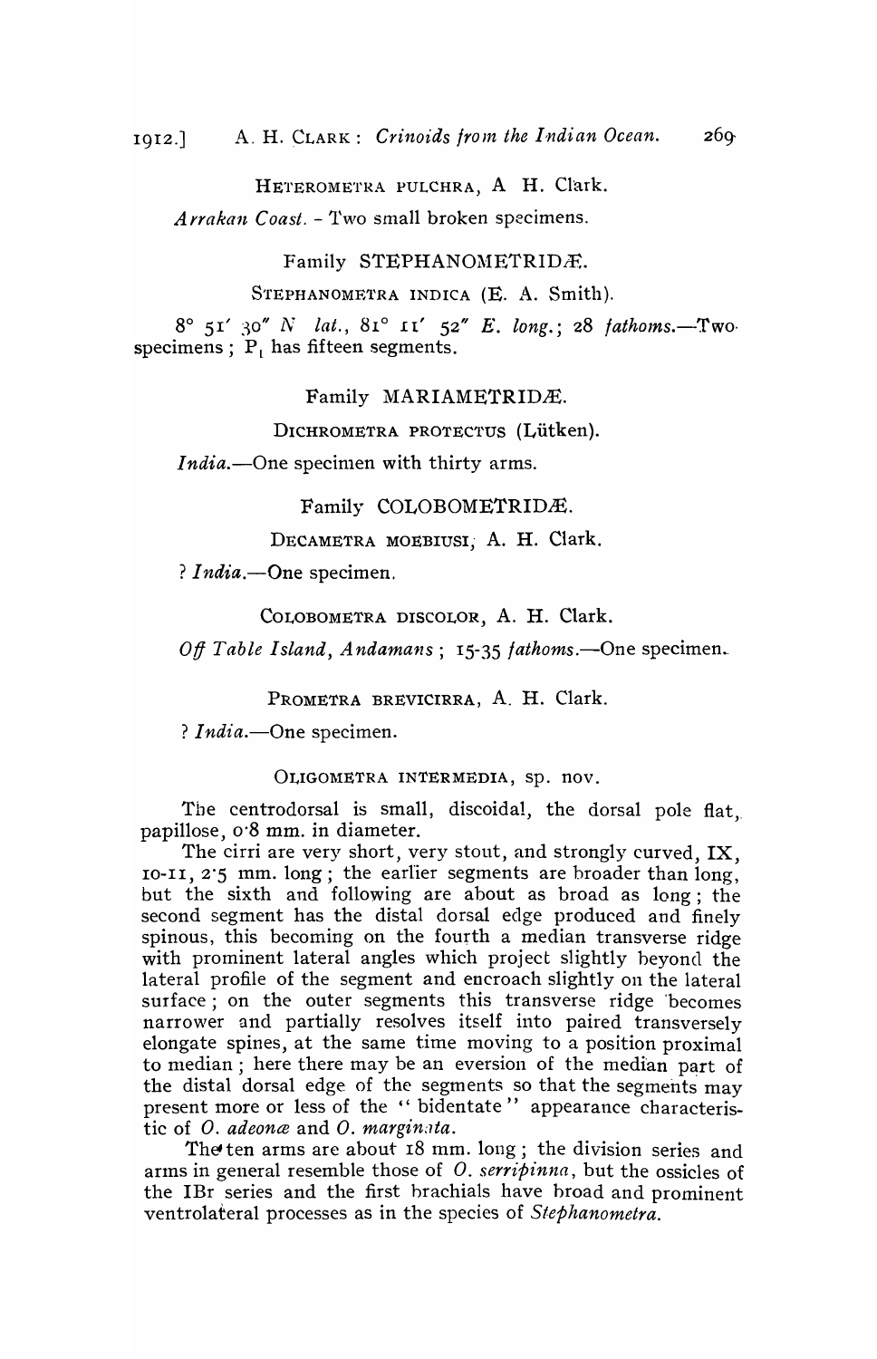HETEROMETRA PULCHRA, A. H. Clark.

*Arrakan Coast.* - Two small broken specimens.

Family STEPHANOMETRIDÆ.

STEPHANOMETRA INDICA (E. A. Smith).

8° 51′ 30″ *N lat.*, 81° 11′ 52″ *E. long.*; 28 *fathoms.*—Two specimens; $P_1$ has fifteen segments.

Family MARIAMETRIDÆ.

DICHROMETRA PROTECTUS (Lütken).

*India.*—One specimen with thirty arms.

Family COLOBOMETRIDÆ.

DECAMETRA MOEBIUSI, A. H. Clark.

? *India.*—One specimen.

COLOBOMETRA DISCOLOR, A. H. Clark.

*Off Table Island, Andamans*; 15-35 *fathoms.*—One specimen.

PROMETRA BREVICIRRA, A. H. Clark.

? *India.*—One specimen.

OLIGOMETRA INTERMEDIA, sp. nov.

The centrodorsal is small, discoidal, the dorsal pole flat, papillose, 0·8 mm. in diameter.

The cirri are very short, very stout, and strongly curved, IX, 10-11, 2·5 mm. long; the earlier segments are broader than long, but the sixth and following are about as broad as long; the second segment has the distal dorsal edge produced and finely spinous, this becoming on the fourth a median transverse ridge with prominent lateral angles which project slightly beyond the lateral profile of the segment and encroach slightly on the lateral surface; on the outer segments this transverse ridge becomes narrower and partially resolves itself into paired transversely elongate spines, at the same time moving to a position proximal to median; here there may be an eversion of the median part of the distal dorsal edge of the segments so that the segments may present more or less of the "bidentate" appearance characteristic of *O. adeonæ* and *O. marginata*.

The ten arms are about 18 mm. long; the division series and arms in general resemble those of *O. serripinna*, but the ossicles of the IBr series and the first brachials have broad and prominent ventrolateral processes as in the species of *Stephanometra*.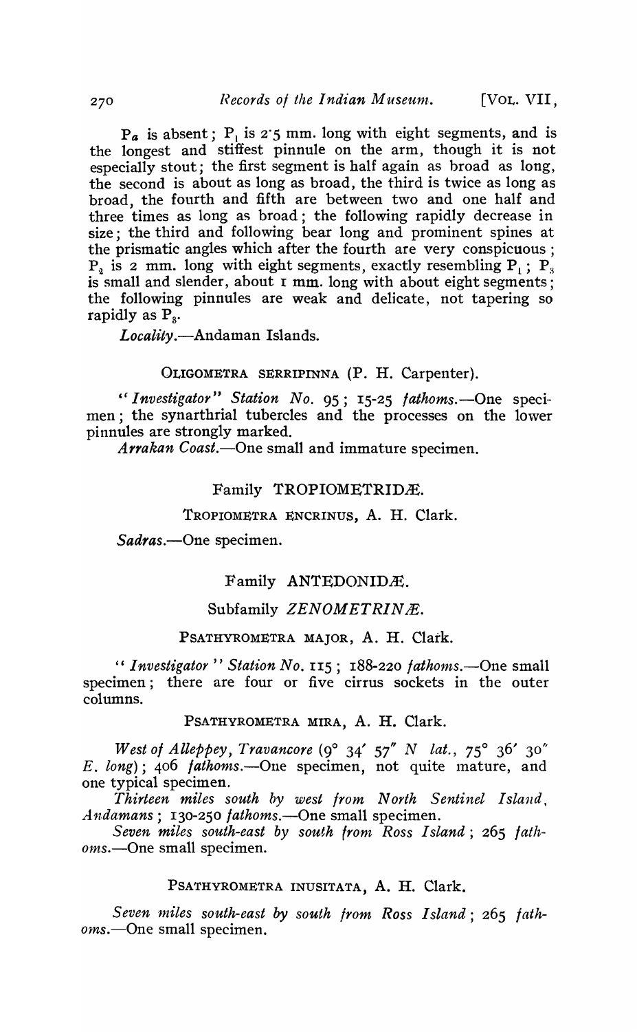$P_a$ is absent; $P_1$ is 2·5 mm. long with eight segments, and is the longest and stiffest pinnule on the arm, though it is not especially stout; the first segment is half again as broad as long, the second is about as long as broad, the third is twice as long as broad, the fourth and fifth are between two and one half and three times as long as broad; the following rapidly decrease in size; the third and following bear long and prominent spines at the prismatic angles which after the fourth are very conspicuous; $P_2$ is 2 mm. long with eight segments, exactly resembling $P_1$; $P_3$ is small and slender, about 1 mm. long with about eight segments; the following pinnules are weak and delicate, not tapering so rapidly as $P_3$.

*Locality*.—Andaman Islands.

### OLIGOMETRA SERRIPINNA (P. H. Carpenter).

*"Investigator" Station No.* 95; *15-25 fathoms*.—One specimen; the synarthrial tubercles and the processes on the lower pinnules are strongly marked.

*Arrakan Coast*.—One small and immature specimen.

## Family TROPIOMETRIDÆ.

### TROPIOMETRA ENCRINUS, A. H. Clark.

*Sadras*.—One specimen.

## Family ANTEDONIDÆ.

## Subfamily *ZENOMETRINÆ*.

### PSATHYROMETRA MAJOR, A. H. Clark.

*"Investigator" Station No.* 115; *188-220 fathoms*.—One small specimen; there are four or five cirrus sockets in the outer columns.

### PSATHYROMETRA MIRA, A. H. Clark.

*West of Alleppey, Travancore* (9° 34′ 57″ *N lat.*, 75° 36′ 30″ *E. long*); 406 *fathoms*.—One specimen, not quite mature, and one typical specimen.

*Thirteen miles south by west from North Sentinel Island, Andamans*; *130-250 fathoms*.—One small specimen.

*Seven miles south-east by south from Ross Island*; *265 fathoms*.—One small specimen.

### PSATHYROMETRA INUSITATA, A. H. Clark.

*Seven miles south-east by south from Ross Island*; *265 fathoms*.—One small specimen.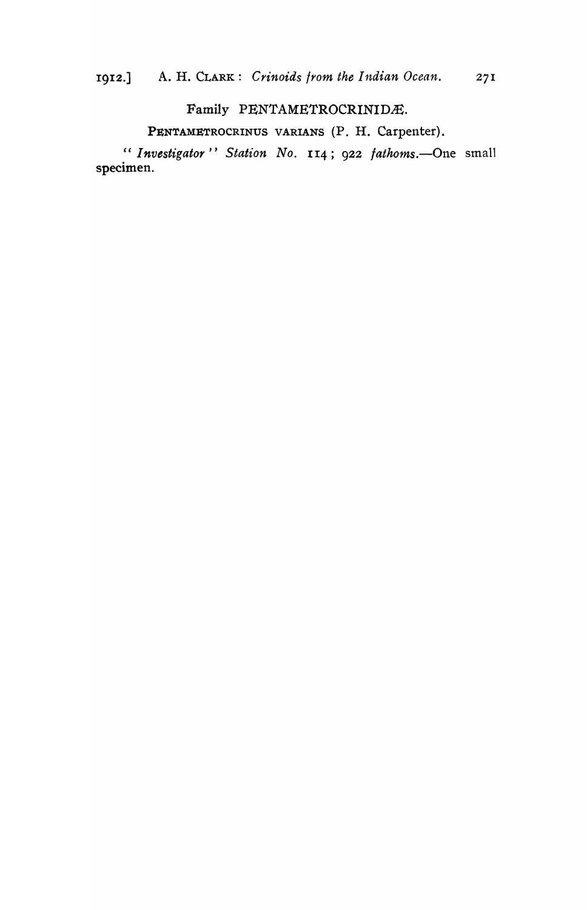## Family PENTAMETROCRINIDÆ.

### PENTAMETROCRINUS VARIANS (P. H. Carpenter).

*"Investigator" Station No.* 114; 922 *fathoms*.—One small specimen.